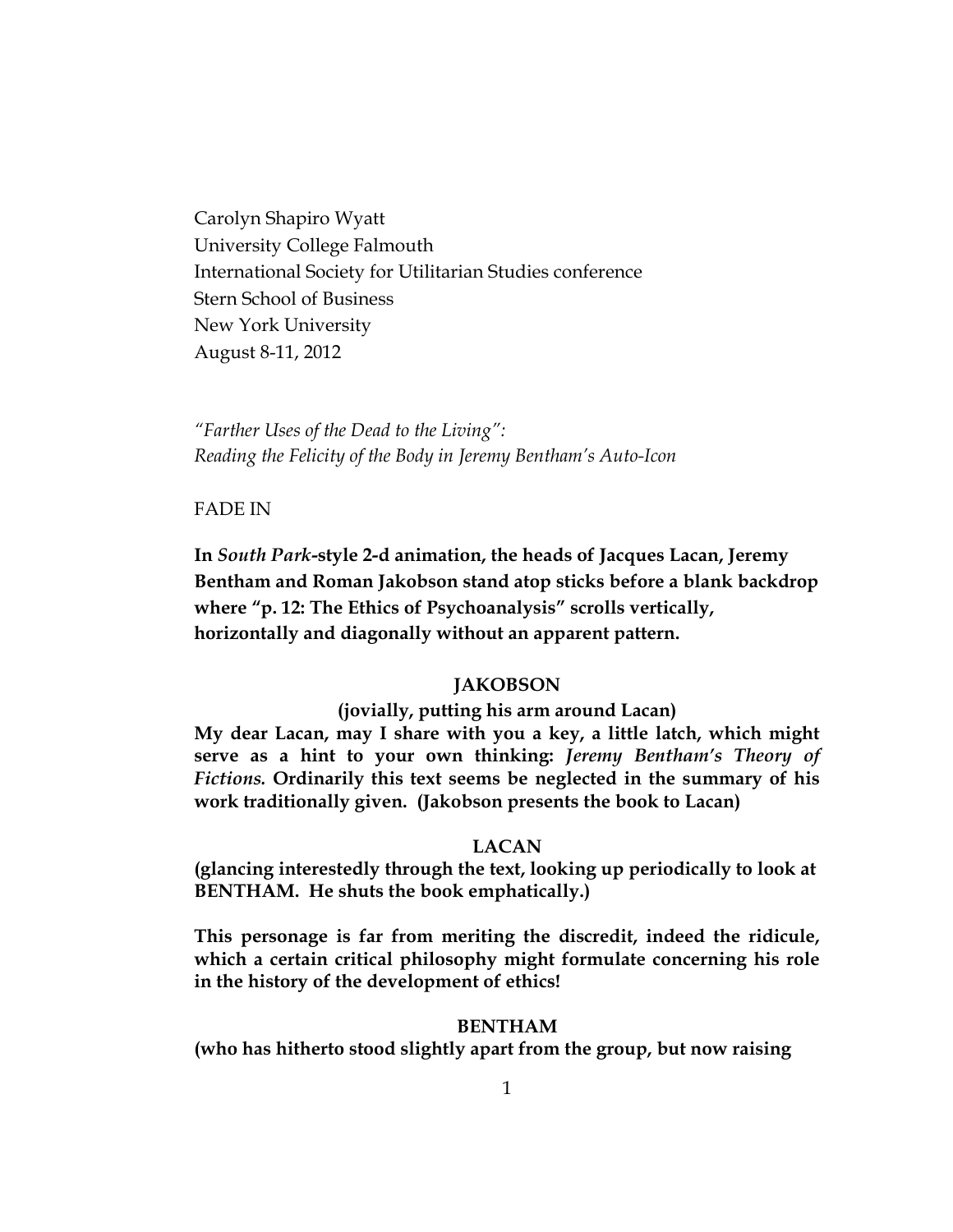Carolyn Shapiro Wyatt
University College Falmouth
International Society for Utilitarian Studies conference
Stern School of Business
New York University
August 8-11, 2012

*"Farther Uses of the Dead to the Living":*
*Reading the Felicity of the Body in Jeremy Bentham's Auto-Icon*

FADE IN

**In *South Park*-style 2-d animation, the heads of Jacques Lacan, Jeremy Bentham and Roman Jakobson stand atop sticks before a blank backdrop where "p. 12: The Ethics of Psychoanalysis" scrolls vertically, horizontally and diagonally without an apparent pattern.**

**JAKOBSON**

**(jovially, putting his arm around Lacan)**

**My dear Lacan, may I share with you a key, a little latch, which might serve as a hint to your own thinking: *Jeremy Bentham's Theory of Fictions*. Ordinarily this text seems be neglected in the summary of his work traditionally given. (Jakobson presents the book to Lacan)**

**LACAN**

**(glancing interestedly through the text, looking up periodically to look at BENTHAM. He shuts the book emphatically.)**

**This personage is far from meriting the discredit, indeed the ridicule, which a certain critical philosophy might formulate concerning his role in the history of the development of ethics!**

**BENTHAM**

**(who has hitherto stood slightly apart from the group, but now raising**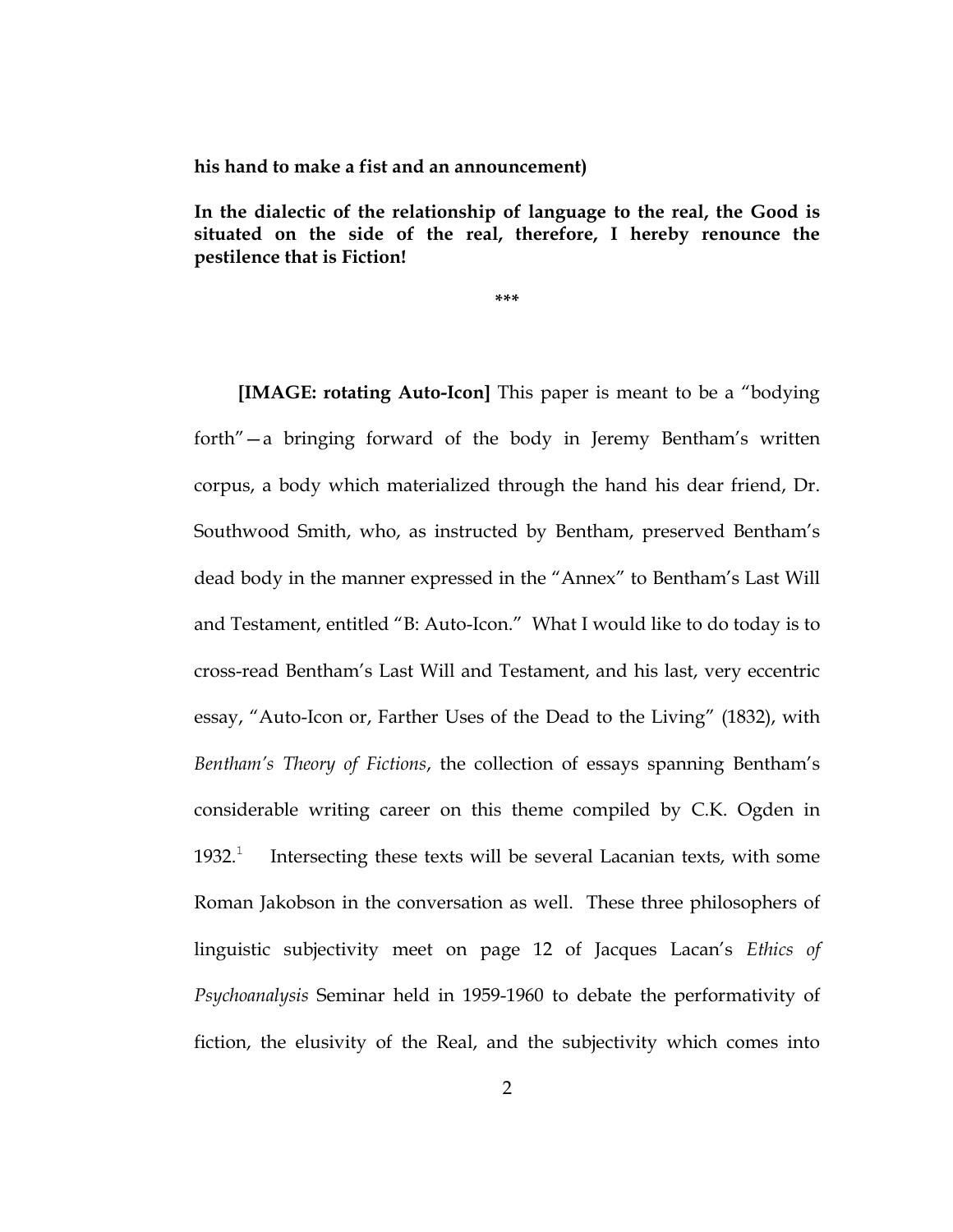**his hand to make a fist and an announcement)**

**In the dialectic of the relationship of language to the real, the Good is situated on the side of the real, therefore, I hereby renounce the pestilence that is Fiction!**

***

**[IMAGE: rotating Auto-Icon]** This paper is meant to be a "bodying forth"—a bringing forward of the body in Jeremy Bentham's written corpus, a body which materialized through the hand his dear friend, Dr. Southwood Smith, who, as instructed by Bentham, preserved Bentham's dead body in the manner expressed in the "Annex" to Bentham's Last Will and Testament, entitled "B: Auto-Icon." What I would like to do today is to cross-read Bentham's Last Will and Testament, and his last, very eccentric essay, "Auto-Icon or, Farther Uses of the Dead to the Living" (1832), with *Bentham's Theory of Fictions*, the collection of essays spanning Bentham's considerable writing career on this theme compiled by C.K. Ogden in 1932.[1] Intersecting these texts will be several Lacanian texts, with some Roman Jakobson in the conversation as well. These three philosophers of linguistic subjectivity meet on page 12 of Jacques Lacan's *Ethics of Psychoanalysis* Seminar held in 1959-1960 to debate the performativity of fiction, the elusivity of the Real, and the subjectivity which comes into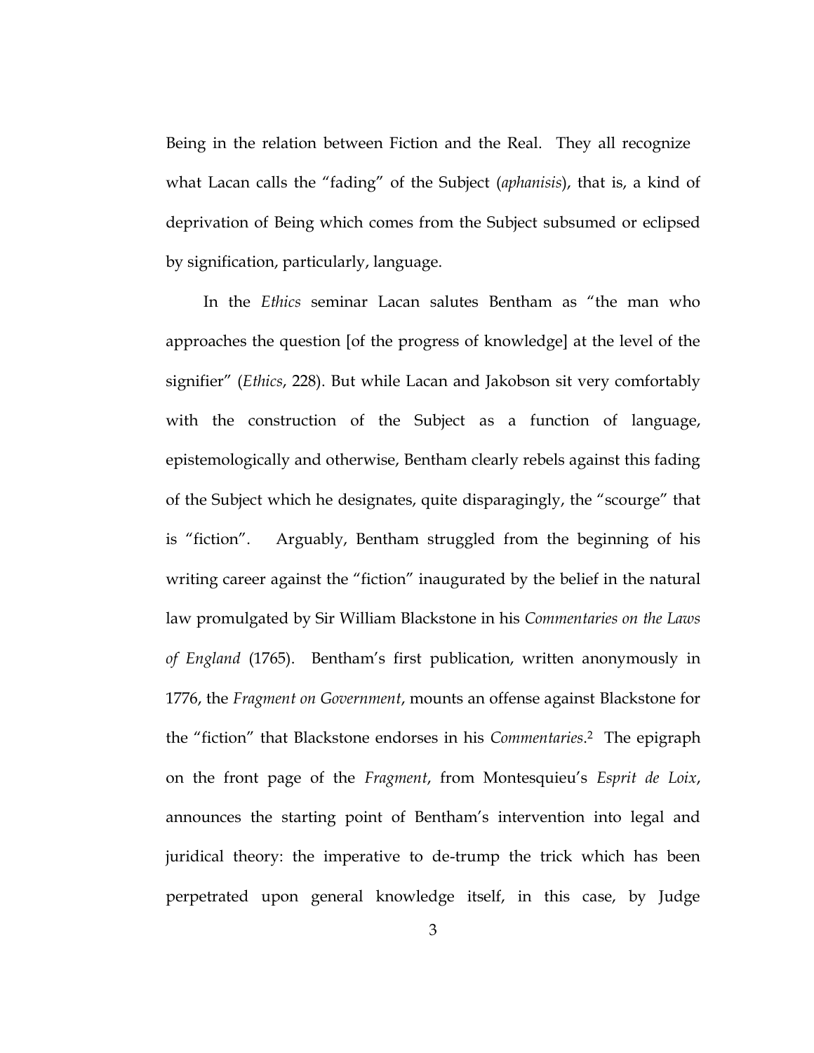Being in the relation between Fiction and the Real. They all recognize what Lacan calls the "fading" of the Subject (*aphanisis*), that is, a kind of deprivation of Being which comes from the Subject subsumed or eclipsed by signification, particularly, language.

In the *Ethics* seminar Lacan salutes Bentham as "the man who approaches the question [of the progress of knowledge] at the level of the signifier" (*Ethics*, 228). But while Lacan and Jakobson sit very comfortably with the construction of the Subject as a function of language, epistemologically and otherwise, Bentham clearly rebels against this fading of the Subject which he designates, quite disparagingly, the "scourge" that is "fiction". Arguably, Bentham struggled from the beginning of his writing career against the "fiction" inaugurated by the belief in the natural law promulgated by Sir William Blackstone in his *Commentaries on the Laws of England* (1765). Bentham's first publication, written anonymously in 1776, the *Fragment on Government*, mounts an offense against Blackstone for the "fiction" that Blackstone endorses in his *Commentaries*.[2] The epigraph on the front page of the *Fragment*, from Montesquieu's *Esprit de Loix*, announces the starting point of Bentham's intervention into legal and juridical theory: the imperative to de-trump the trick which has been perpetrated upon general knowledge itself, in this case, by Judge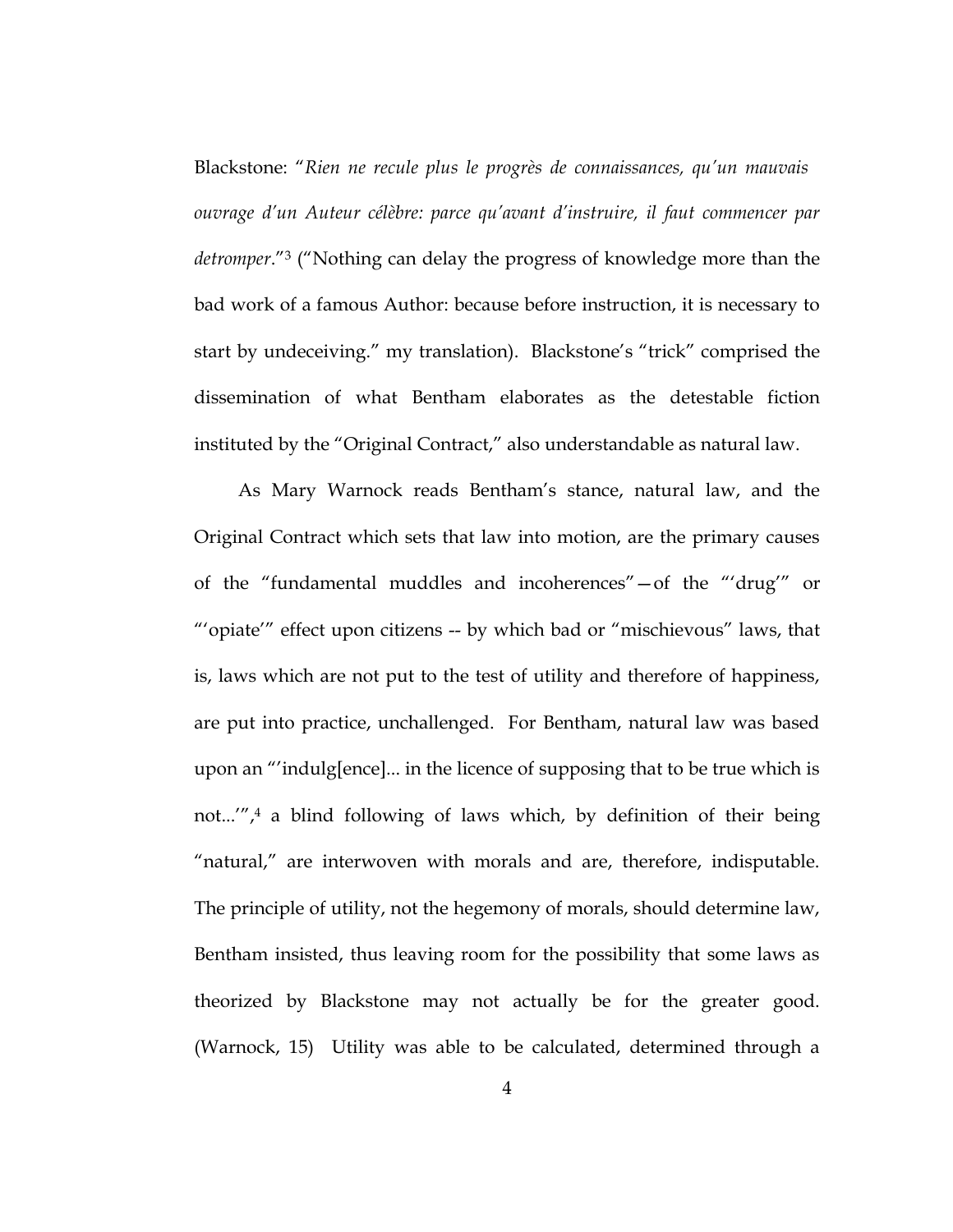Blackstone: "*Rien ne recule plus le progrès de connaissances, qu'un mauvais ouvrage d'un Auteur célèbre: parce qu'avant d'instruire, il faut commencer par detromper*."[3] ("Nothing can delay the progress of knowledge more than the bad work of a famous Author: because before instruction, it is necessary to start by undeceiving." my translation). Blackstone's "trick" comprised the dissemination of what Bentham elaborates as the detestable fiction instituted by the "Original Contract," also understandable as natural law.

As Mary Warnock reads Bentham's stance, natural law, and the Original Contract which sets that law into motion, are the primary causes of the "fundamental muddles and incoherences"—of the "'drug'" or "'opiate'" effect upon citizens -- by which bad or "mischievous" laws, that is, laws which are not put to the test of utility and therefore of happiness, are put into practice, unchallenged. For Bentham, natural law was based upon an "'indulg[ence]... in the licence of supposing that to be true which is not...'",[4] a blind following of laws which, by definition of their being "natural," are interwoven with morals and are, therefore, indisputable. The principle of utility, not the hegemony of morals, should determine law, Bentham insisted, thus leaving room for the possibility that some laws as theorized by Blackstone may not actually be for the greater good. (Warnock, 15) Utility was able to be calculated, determined through a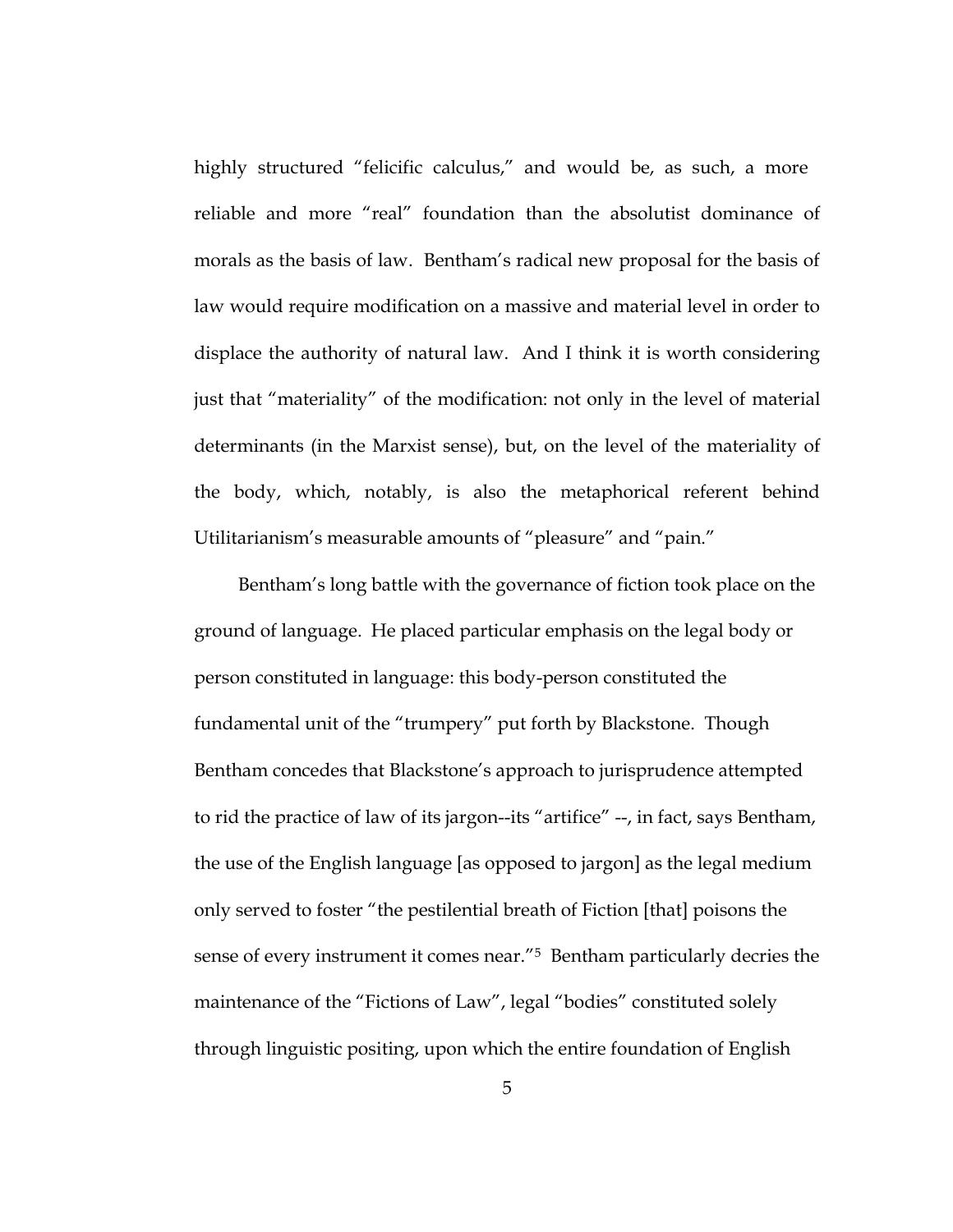highly structured "felicific calculus," and would be, as such, a more reliable and more "real" foundation than the absolutist dominance of morals as the basis of law. Bentham's radical new proposal for the basis of law would require modification on a massive and material level in order to displace the authority of natural law. And I think it is worth considering just that "materiality" of the modification: not only in the level of material determinants (in the Marxist sense), but, on the level of the materiality of the body, which, notably, is also the metaphorical referent behind Utilitarianism's measurable amounts of "pleasure" and "pain."

Bentham's long battle with the governance of fiction took place on the ground of language. He placed particular emphasis on the legal body or person constituted in language: this body-person constituted the fundamental unit of the "trumpery" put forth by Blackstone. Though Bentham concedes that Blackstone's approach to jurisprudence attempted to rid the practice of law of its jargon--its "artifice" --, in fact, says Bentham, the use of the English language [as opposed to jargon] as the legal medium only served to foster "the pestilential breath of Fiction [that] poisons the sense of every instrument it comes near."[5] Bentham particularly decries the maintenance of the "Fictions of Law", legal "bodies" constituted solely through linguistic positing, upon which the entire foundation of English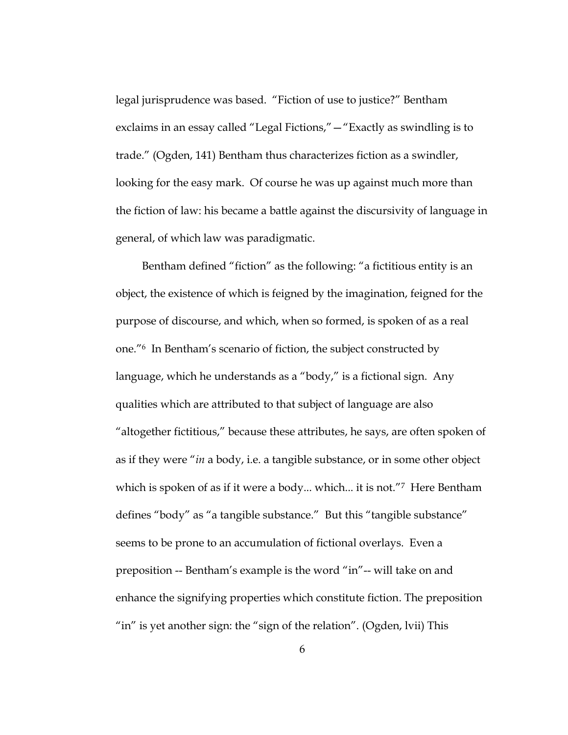legal jurisprudence was based. "Fiction of use to justice?" Bentham exclaims in an essay called "Legal Fictions,"—"Exactly as swindling is to trade." (Ogden, 141) Bentham thus characterizes fiction as a swindler, looking for the easy mark. Of course he was up against much more than the fiction of law: his became a battle against the discursivity of language in general, of which law was paradigmatic.

Bentham defined "fiction" as the following: "a fictitious entity is an object, the existence of which is feigned by the imagination, feigned for the purpose of discourse, and which, when so formed, is spoken of as a real one."[6] In Bentham's scenario of fiction, the subject constructed by language, which he understands as a "body," is a fictional sign. Any qualities which are attributed to that subject of language are also "altogether fictitious," because these attributes, he says, are often spoken of as if they were "*in* a body, i.e. a tangible substance, or in some other object which is spoken of as if it were a body... which... it is not."[7] Here Bentham defines "body" as "a tangible substance." But this "tangible substance" seems to be prone to an accumulation of fictional overlays. Even a preposition -- Bentham's example is the word "in"-- will take on and enhance the signifying properties which constitute fiction. The preposition "in" is yet another sign: the "sign of the relation". (Ogden, lvii) This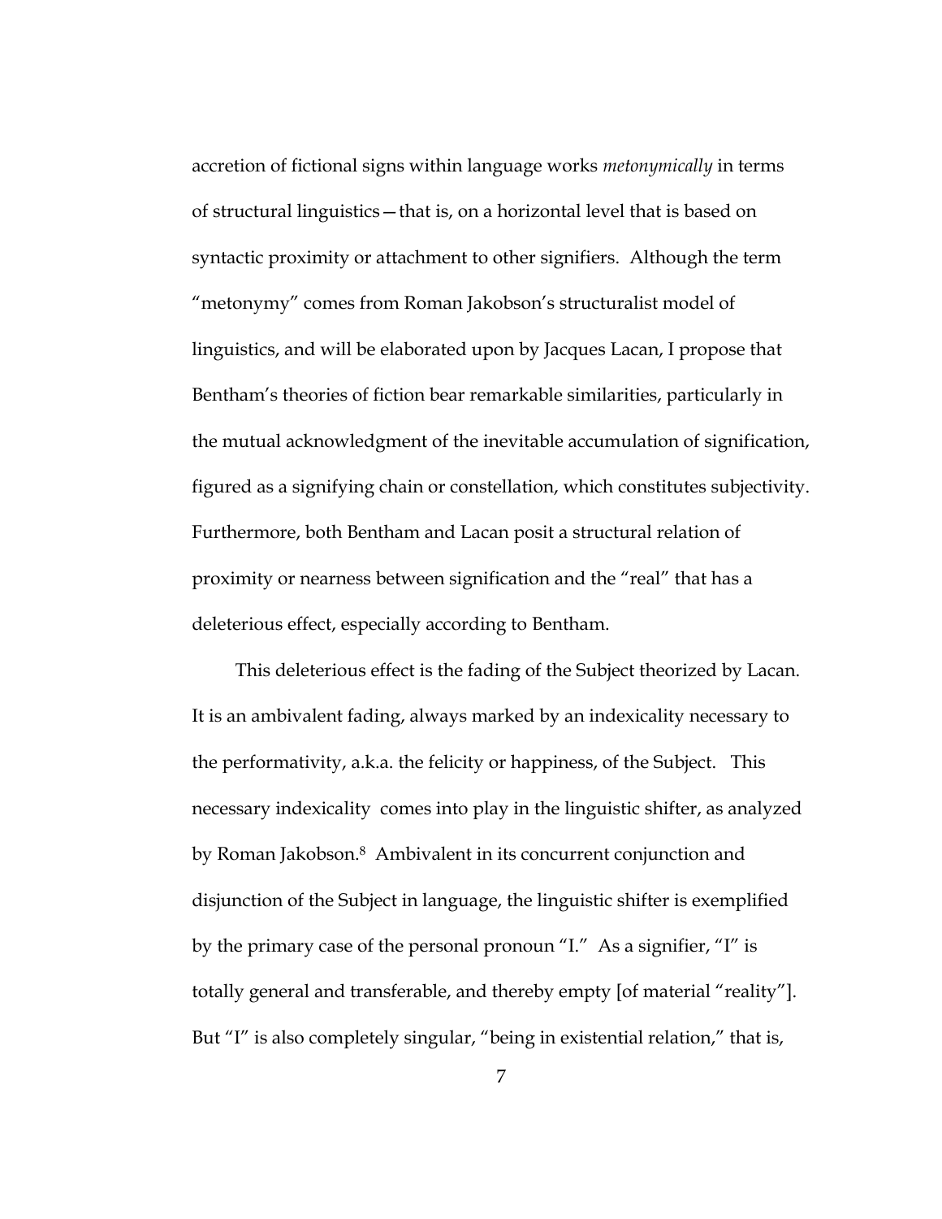accretion of fictional signs within language works *metonymically* in terms of structural linguistics—that is, on a horizontal level that is based on syntactic proximity or attachment to other signifiers. Although the term "metonymy" comes from Roman Jakobson's structuralist model of linguistics, and will be elaborated upon by Jacques Lacan, I propose that Bentham's theories of fiction bear remarkable similarities, particularly in the mutual acknowledgment of the inevitable accumulation of signification, figured as a signifying chain or constellation, which constitutes subjectivity. Furthermore, both Bentham and Lacan posit a structural relation of proximity or nearness between signification and the "real" that has a deleterious effect, especially according to Bentham.

This deleterious effect is the fading of the Subject theorized by Lacan. It is an ambivalent fading, always marked by an indexicality necessary to the performativity, a.k.a. the felicity or happiness, of the Subject. This necessary indexicality comes into play in the linguistic shifter, as analyzed by Roman Jakobson.[8] Ambivalent in its concurrent conjunction and disjunction of the Subject in language, the linguistic shifter is exemplified by the primary case of the personal pronoun "I." As a signifier, "I" is totally general and transferable, and thereby empty [of material "reality"]. But "I" is also completely singular, "being in existential relation," that is,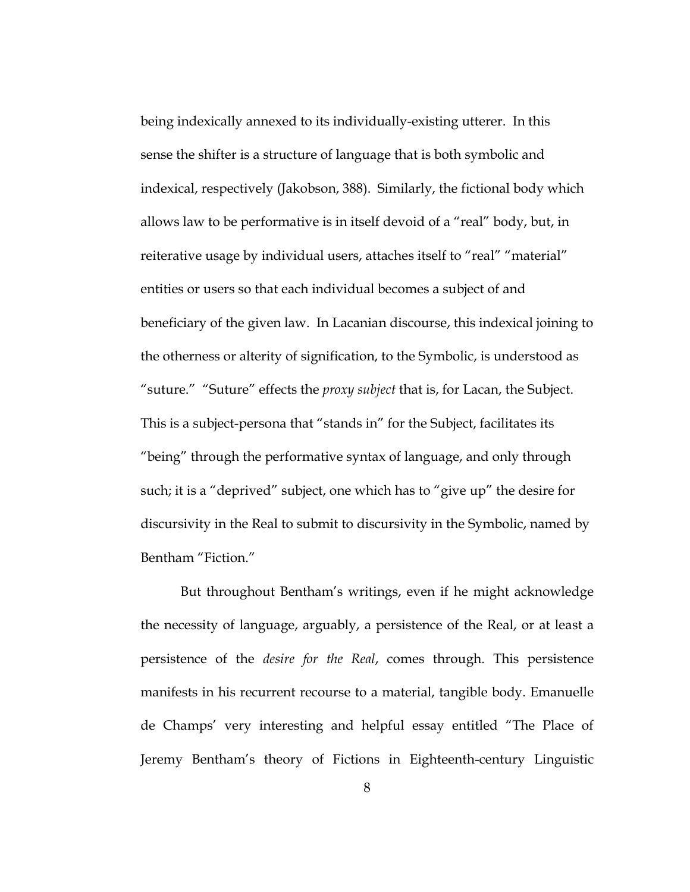being indexically annexed to its individually-existing utterer. In this sense the shifter is a structure of language that is both symbolic and indexical, respectively (Jakobson, 388). Similarly, the fictional body which allows law to be performative is in itself devoid of a "real" body, but, in reiterative usage by individual users, attaches itself to "real" "material" entities or users so that each individual becomes a subject of and beneficiary of the given law. In Lacanian discourse, this indexical joining to the otherness or alterity of signification, to the Symbolic, is understood as "suture." "Suture" effects the *proxy subject* that is, for Lacan, the Subject. This is a subject-persona that "stands in" for the Subject, facilitates its "being" through the performative syntax of language, and only through such; it is a "deprived" subject, one which has to "give up" the desire for discursivity in the Real to submit to discursivity in the Symbolic, named by Bentham "Fiction."

But throughout Bentham's writings, even if he might acknowledge the necessity of language, arguably, a persistence of the Real, or at least a persistence of the *desire for the Real*, comes through. This persistence manifests in his recurrent recourse to a material, tangible body. Emanuelle de Champs' very interesting and helpful essay entitled "The Place of Jeremy Bentham's theory of Fictions in Eighteenth-century Linguistic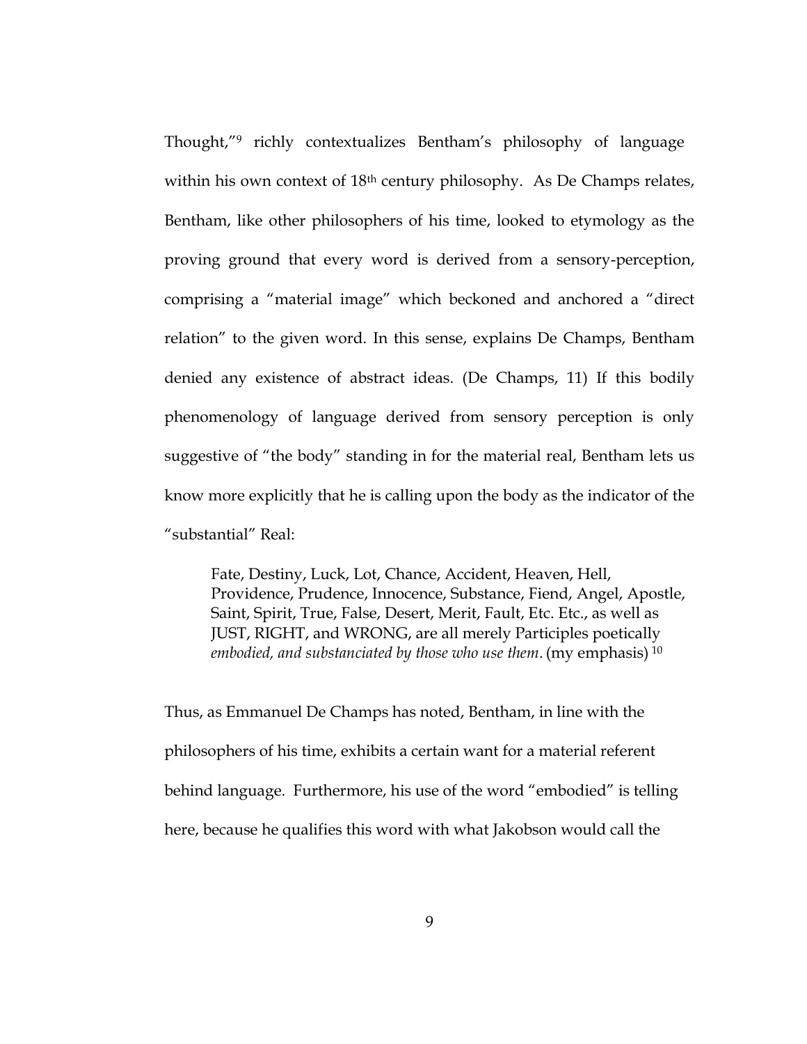Thought,"[9] richly contextualizes Bentham's philosophy of language within his own context of 18th century philosophy. As De Champs relates, Bentham, like other philosophers of his time, looked to etymology as the proving ground that every word is derived from a sensory-perception, comprising a "material image" which beckoned and anchored a "direct relation" to the given word. In this sense, explains De Champs, Bentham denied any existence of abstract ideas. (De Champs, 11) If this bodily phenomenology of language derived from sensory perception is only suggestive of "the body" standing in for the material real, Bentham lets us know more explicitly that he is calling upon the body as the indicator of the "substantial" Real:

> Fate, Destiny, Luck, Lot, Chance, Accident, Heaven, Hell, Providence, Prudence, Innocence, Substance, Fiend, Angel, Apostle, Saint, Spirit, True, False, Desert, Merit, Fault, Etc. Etc., as well as JUST, RIGHT, and WRONG, are all merely Participles poetically *embodied, and substanciated by those who use them*. (my emphasis) [10]

Thus, as Emmanuel De Champs has noted, Bentham, in line with the philosophers of his time, exhibits a certain want for a material referent behind language. Furthermore, his use of the word "embodied" is telling here, because he qualifies this word with what Jakobson would call the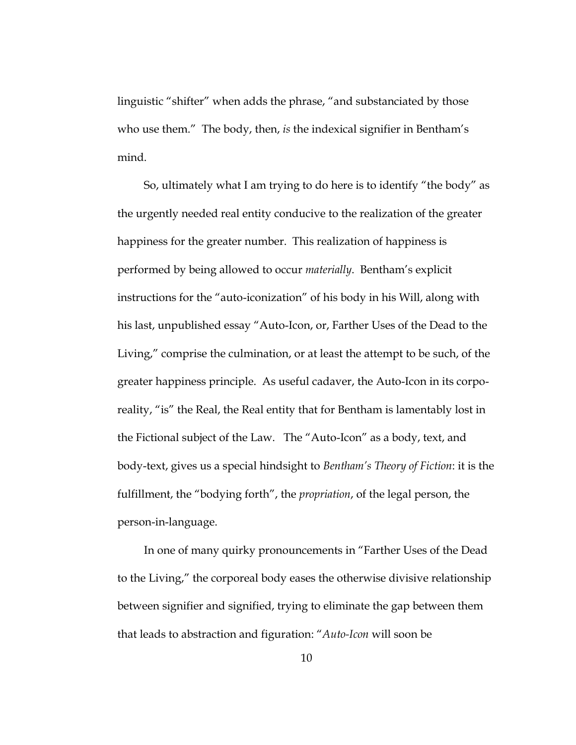linguistic "shifter" when adds the phrase, "and substanciated by those who use them." The body, then, *is* the indexical signifier in Bentham's mind.

So, ultimately what I am trying to do here is to identify "the body" as the urgently needed real entity conducive to the realization of the greater happiness for the greater number. This realization of happiness is performed by being allowed to occur *materially*. Bentham's explicit instructions for the "auto-iconization" of his body in his Will, along with his last, unpublished essay "Auto-Icon, or, Farther Uses of the Dead to the Living," comprise the culmination, or at least the attempt to be such, of the greater happiness principle. As useful cadaver, the Auto-Icon in its corpo-reality, "is" the Real, the Real entity that for Bentham is lamentably lost in the Fictional subject of the Law. The "Auto-Icon" as a body, text, and body-text, gives us a special hindsight to *Bentham's Theory of Fiction*: it is the fulfillment, the "bodying forth", the *propriation*, of the legal person, the person-in-language.

In one of many quirky pronouncements in "Farther Uses of the Dead to the Living," the corporeal body eases the otherwise divisive relationship between signifier and signified, trying to eliminate the gap between them that leads to abstraction and figuration: "*Auto-Icon* will soon be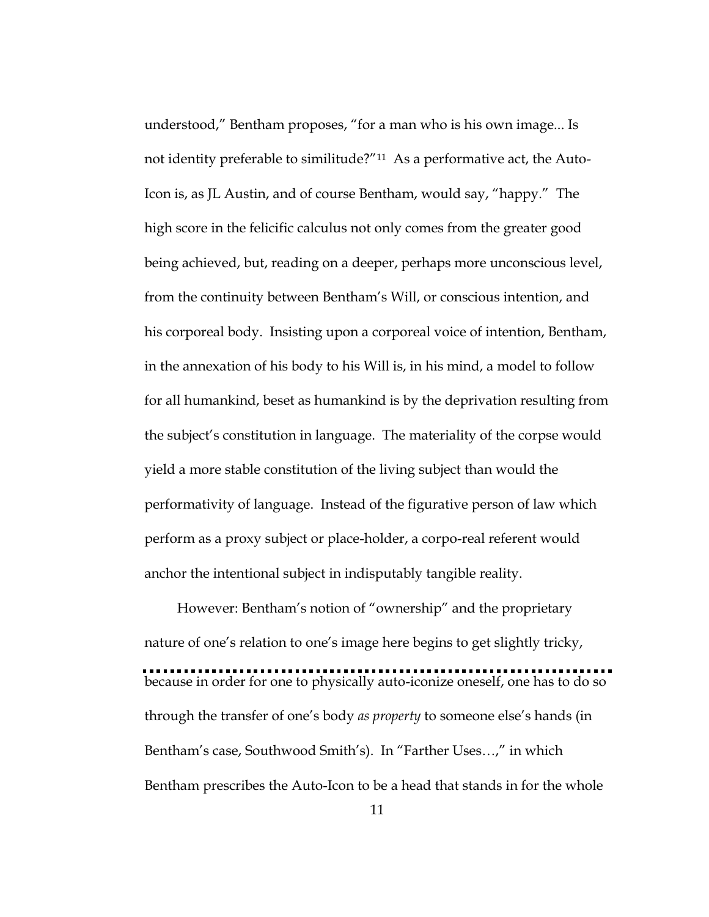understood," Bentham proposes, "for a man who is his own image... Is not identity preferable to similitude?"[11] As a performative act, the Auto-Icon is, as JL Austin, and of course Bentham, would say, "happy." The high score in the felicific calculus not only comes from the greater good being achieved, but, reading on a deeper, perhaps more unconscious level, from the continuity between Bentham's Will, or conscious intention, and his corporeal body. Insisting upon a corporeal voice of intention, Bentham, in the annexation of his body to his Will is, in his mind, a model to follow for all humankind, beset as humankind is by the deprivation resulting from the subject's constitution in language. The materiality of the corpse would yield a more stable constitution of the living subject than would the performativity of language. Instead of the figurative person of law which perform as a proxy subject or place-holder, a corpo-real referent would anchor the intentional subject in indisputably tangible reality.

However: Bentham's notion of "ownership" and the proprietary nature of one's relation to one's image here begins to get slightly tricky,

---

because in order for one to physically auto-iconize oneself, one has to do so through the transfer of one's body *as property* to someone else's hands (in Bentham's case, Southwood Smith's). In "Farther Uses…," in which Bentham prescribes the Auto-Icon to be a head that stands in for the whole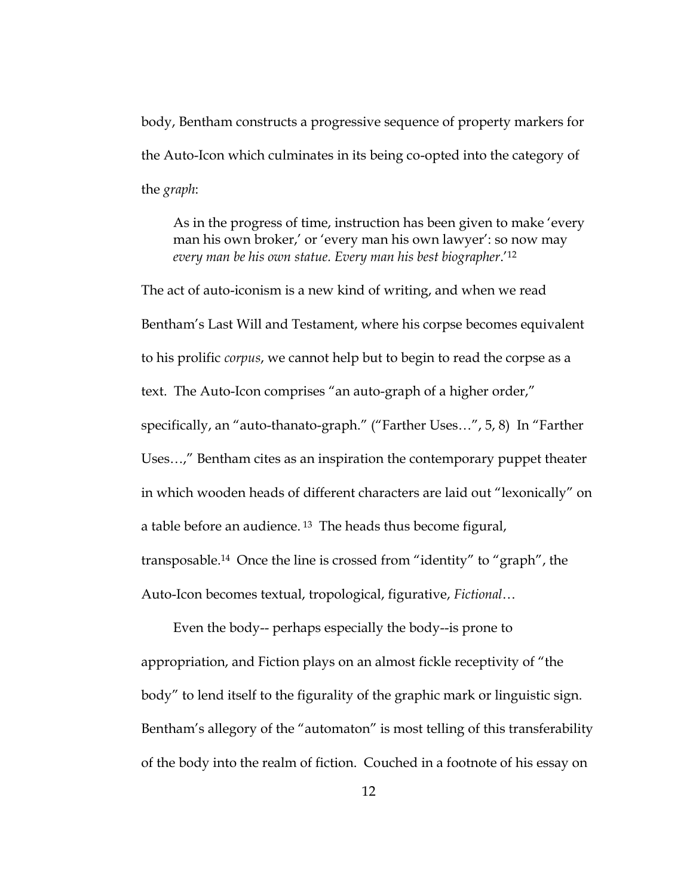body, Bentham constructs a progressive sequence of property markers for the Auto-Icon which culminates in its being co-opted into the category of the *graph*:

> As in the progress of time, instruction has been given to make 'every man his own broker,' or 'every man his own lawyer': so now may *every man be his own statue. Every man his best biographer*.'[12]

The act of auto-iconism is a new kind of writing, and when we read Bentham's Last Will and Testament, where his corpse becomes equivalent to his prolific *corpus*, we cannot help but to begin to read the corpse as a text. The Auto-Icon comprises "an auto-graph of a higher order," specifically, an "auto-thanato-graph." ("Farther Uses…", 5, 8) In "Farther Uses…," Bentham cites as an inspiration the contemporary puppet theater in which wooden heads of different characters are laid out "lexonically" on a table before an audience. [13] The heads thus become figural, transposable.[14] Once the line is crossed from "identity" to "graph", the Auto-Icon becomes textual, tropological, figurative, *Fictional*…

Even the body-- perhaps especially the body--is prone to appropriation, and Fiction plays on an almost fickle receptivity of "the body" to lend itself to the figurality of the graphic mark or linguistic sign. Bentham's allegory of the "automaton" is most telling of this transferability of the body into the realm of fiction. Couched in a footnote of his essay on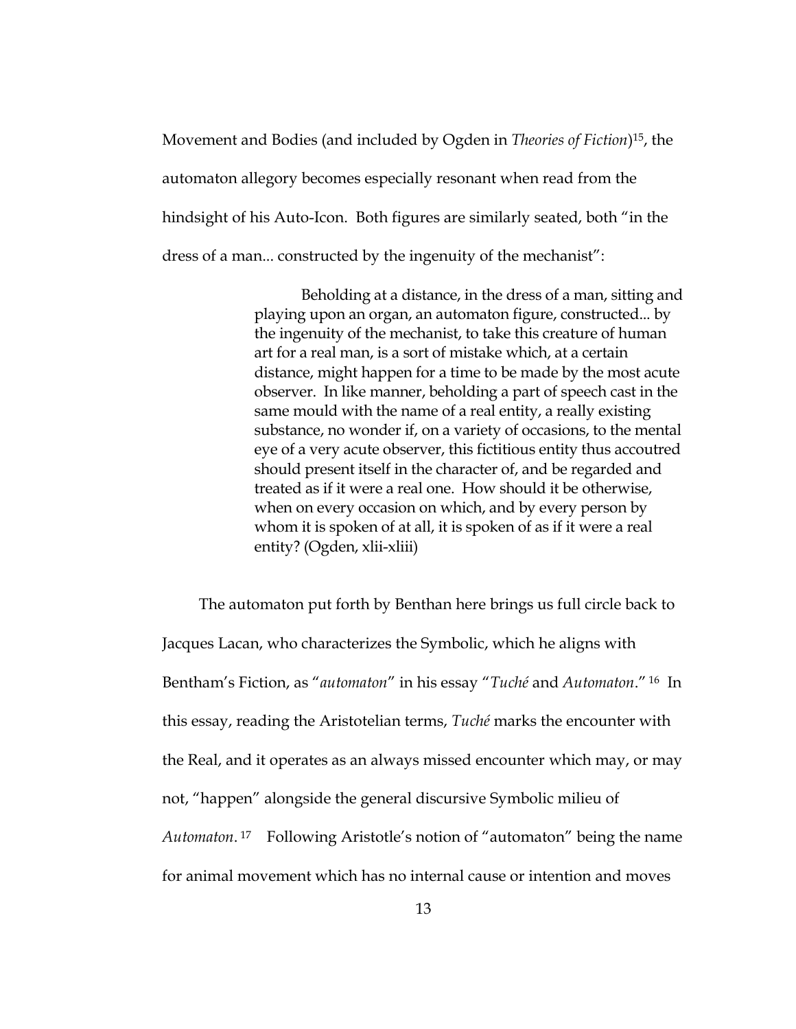Movement and Bodies (and included by Ogden in *Theories of Fiction*)[15], the automaton allegory becomes especially resonant when read from the hindsight of his Auto-Icon. Both figures are similarly seated, both "in the dress of a man... constructed by the ingenuity of the mechanist":

> Beholding at a distance, in the dress of a man, sitting and playing upon an organ, an automaton figure, constructed... by the ingenuity of the mechanist, to take this creature of human art for a real man, is a sort of mistake which, at a certain distance, might happen for a time to be made by the most acute observer. In like manner, beholding a part of speech cast in the same mould with the name of a real entity, a really existing substance, no wonder if, on a variety of occasions, to the mental eye of a very acute observer, this fictitious entity thus accoutred should present itself in the character of, and be regarded and treated as if it were a real one. How should it be otherwise, when on every occasion on which, and by every person by whom it is spoken of at all, it is spoken of as if it were a real entity? (Ogden, xlii-xliii)

The automaton put forth by Benthan here brings us full circle back to Jacques Lacan, who characterizes the Symbolic, which he aligns with Bentham's Fiction, as "*automaton*" in his essay "*Tuché* and *Automaton*." [16] In this essay, reading the Aristotelian terms, *Tuché* marks the encounter with the Real, and it operates as an always missed encounter which may, or may not, "happen" alongside the general discursive Symbolic milieu of *Automaton*. [17] Following Aristotle's notion of "automaton" being the name for animal movement which has no internal cause or intention and moves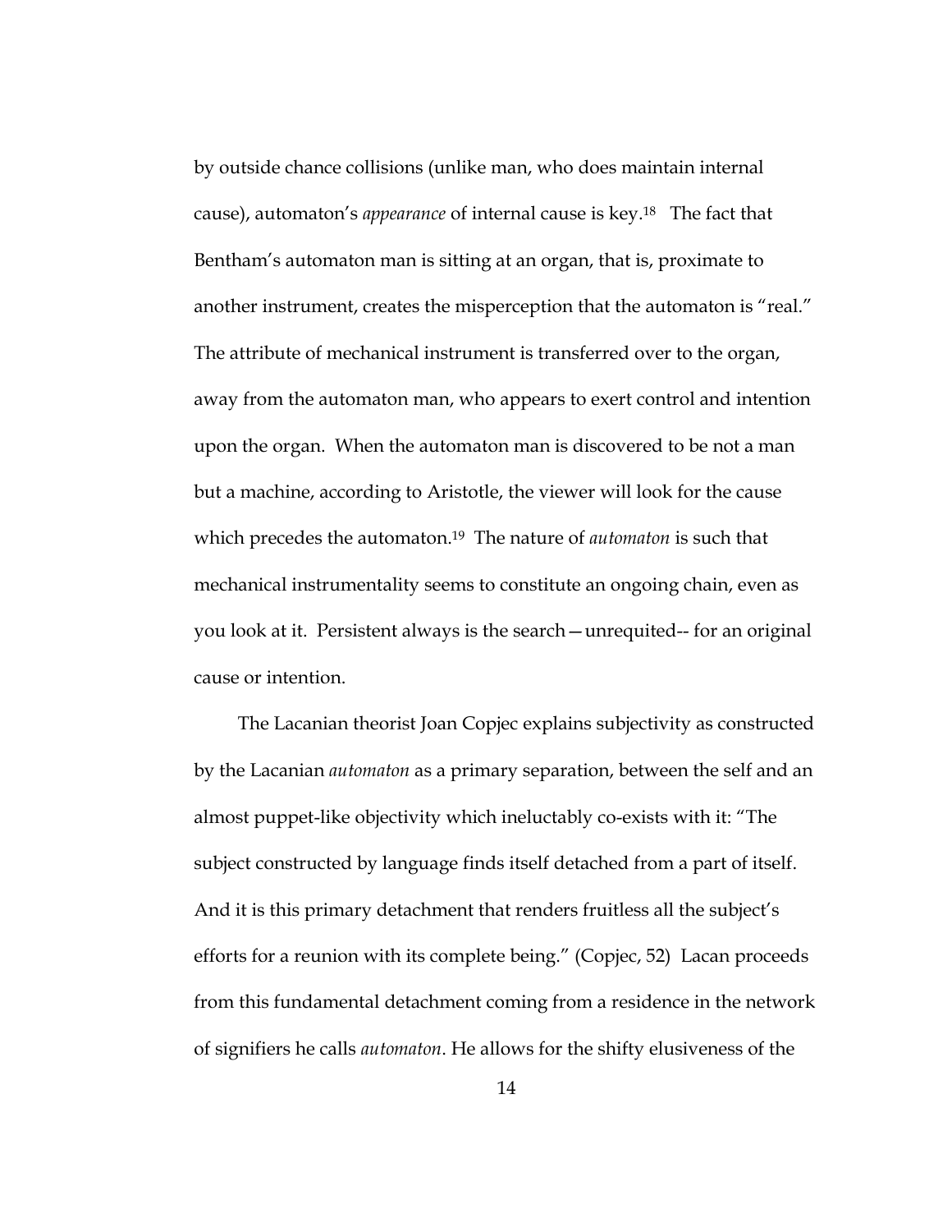by outside chance collisions (unlike man, who does maintain internal cause), automaton's *appearance* of internal cause is key.[18] The fact that Bentham's automaton man is sitting at an organ, that is, proximate to another instrument, creates the misperception that the automaton is "real." The attribute of mechanical instrument is transferred over to the organ, away from the automaton man, who appears to exert control and intention upon the organ. When the automaton man is discovered to be not a man but a machine, according to Aristotle, the viewer will look for the cause which precedes the automaton.[19] The nature of *automaton* is such that mechanical instrumentality seems to constitute an ongoing chain, even as you look at it. Persistent always is the search—unrequited-- for an original cause or intention.

The Lacanian theorist Joan Copjec explains subjectivity as constructed by the Lacanian *automaton* as a primary separation, between the self and an almost puppet-like objectivity which ineluctably co-exists with it: "The subject constructed by language finds itself detached from a part of itself. And it is this primary detachment that renders fruitless all the subject's efforts for a reunion with its complete being." (Copjec, 52) Lacan proceeds from this fundamental detachment coming from a residence in the network of signifiers he calls *automaton*. He allows for the shifty elusiveness of the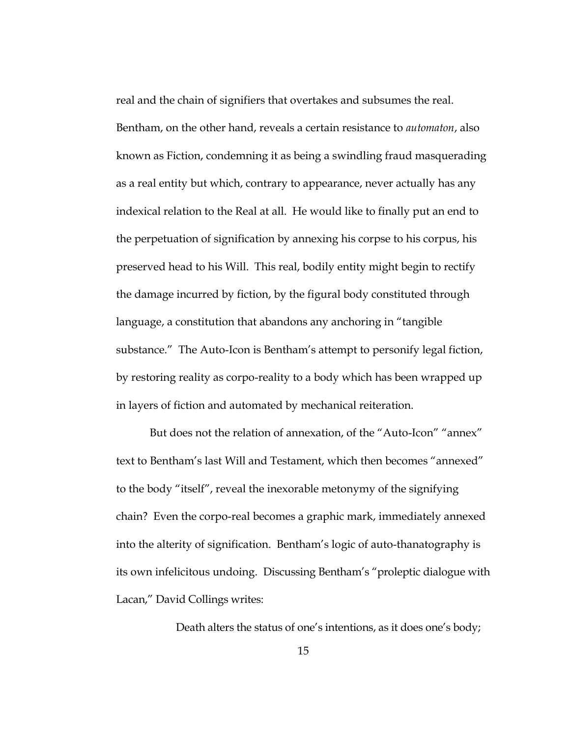real and the chain of signifiers that overtakes and subsumes the real. Bentham, on the other hand, reveals a certain resistance to *automaton*, also known as Fiction, condemning it as being a swindling fraud masquerading as a real entity but which, contrary to appearance, never actually has any indexical relation to the Real at all. He would like to finally put an end to the perpetuation of signification by annexing his corpse to his corpus, his preserved head to his Will. This real, bodily entity might begin to rectify the damage incurred by fiction, by the figural body constituted through language, a constitution that abandons any anchoring in "tangible substance." The Auto-Icon is Bentham's attempt to personify legal fiction, by restoring reality as corpo-reality to a body which has been wrapped up in layers of fiction and automated by mechanical reiteration.

But does not the relation of annexation, of the "Auto-Icon" "annex" text to Bentham's last Will and Testament, which then becomes "annexed" to the body "itself", reveal the inexorable metonymy of the signifying chain? Even the corpo-real becomes a graphic mark, immediately annexed into the alterity of signification. Bentham's logic of auto-thanatography is its own infelicitous undoing. Discussing Bentham's "proleptic dialogue with Lacan," David Collings writes:

> Death alters the status of one's intentions, as it does one's body;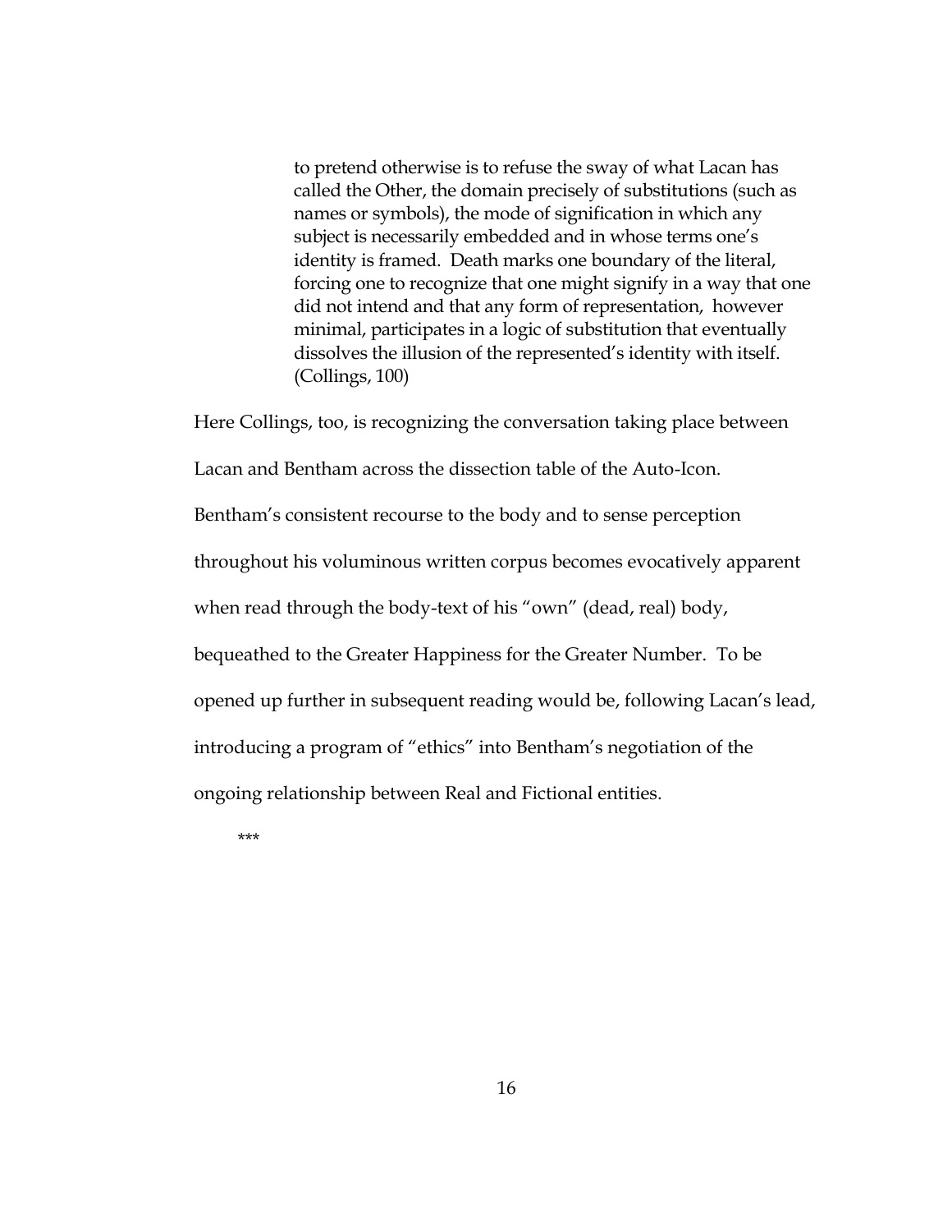> to pretend otherwise is to refuse the sway of what Lacan has called the Other, the domain precisely of substitutions (such as names or symbols), the mode of signification in which any subject is necessarily embedded and in whose terms one's identity is framed. Death marks one boundary of the literal, forcing one to recognize that one might signify in a way that one did not intend and that any form of representation, however minimal, participates in a logic of substitution that eventually dissolves the illusion of the represented's identity with itself. (Collings, 100)

Here Collings, too, is recognizing the conversation taking place between Lacan and Bentham across the dissection table of the Auto-Icon. Bentham's consistent recourse to the body and to sense perception throughout his voluminous written corpus becomes evocatively apparent when read through the body-text of his "own" (dead, real) body, bequeathed to the Greater Happiness for the Greater Number. To be opened up further in subsequent reading would be, following Lacan's lead, introducing a program of "ethics" into Bentham's negotiation of the ongoing relationship between Real and Fictional entities.

***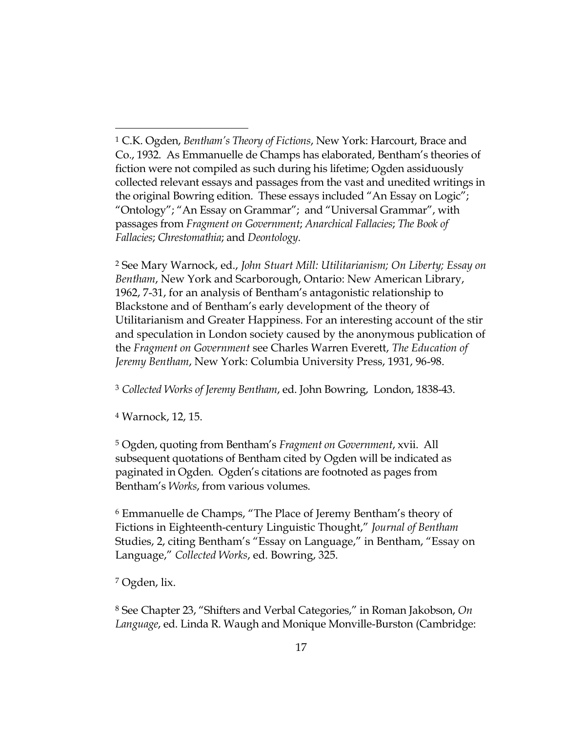[1] C.K. Ogden, *Bentham's Theory of Fictions*, New York: Harcourt, Brace and Co., 1932. As Emmanuelle de Champs has elaborated, Bentham's theories of fiction were not compiled as such during his lifetime; Ogden assiduously collected relevant essays and passages from the vast and unedited writings in the original Bowring edition. These essays included "An Essay on Logic"; "Ontology"; "An Essay on Grammar"; and "Universal Grammar", with passages from *Fragment on Government*; *Anarchical Fallacies*; *The Book of Fallacies*; *Chrestomathia*; and *Deontology*.

[2] See Mary Warnock, ed., *John Stuart Mill: Utilitarianism; On Liberty; Essay on Bentham*, New York and Scarborough, Ontario: New American Library, 1962, 7-31, for an analysis of Bentham's antagonistic relationship to Blackstone and of Bentham's early development of the theory of Utilitarianism and Greater Happiness. For an interesting account of the stir and speculation in London society caused by the anonymous publication of the *Fragment on Government* see Charles Warren Everett, *The Education of Jeremy Bentham*, New York: Columbia University Press, 1931, 96-98.

[3] *Collected Works of Jeremy Bentham*, ed. John Bowring, London, 1838-43.

[4] Warnock, 12, 15.

[5] Ogden, quoting from Bentham's *Fragment on Government*, xvii. All subsequent quotations of Bentham cited by Ogden will be indicated as paginated in Ogden. Ogden's citations are footnoted as pages from Bentham's *Works*, from various volumes.

[6] Emmanuelle de Champs, "The Place of Jeremy Bentham's theory of Fictions in Eighteenth-century Linguistic Thought," *Journal of Bentham* Studies, 2, citing Bentham's "Essay on Language," in Bentham, "Essay on Language," *Collected Works*, ed. Bowring, 325.

[7] Ogden, lix.

[8] See Chapter 23, "Shifters and Verbal Categories," in Roman Jakobson, *On Language*, ed. Linda R. Waugh and Monique Monville-Burston (Cambridge: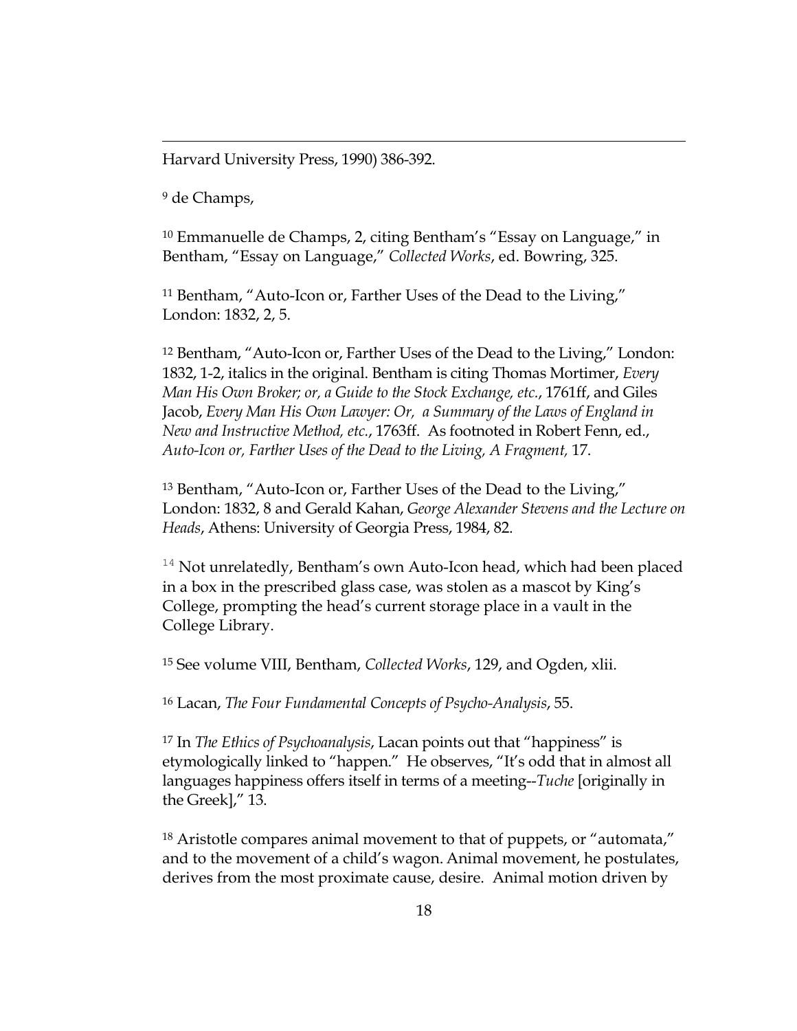Harvard University Press, 1990) 386-392.

[9] de Champs,

[10] Emmanuelle de Champs, 2, citing Bentham's "Essay on Language," in Bentham, "Essay on Language," *Collected Works*, ed. Bowring, 325.

[11] Bentham, "Auto-Icon or, Farther Uses of the Dead to the Living," London: 1832, 2, 5.

[12] Bentham, "Auto-Icon or, Farther Uses of the Dead to the Living," London: 1832, 1-2, italics in the original. Bentham is citing Thomas Mortimer, *Every Man His Own Broker; or, a Guide to the Stock Exchange, etc.*, 1761ff, and Giles Jacob, *Every Man His Own Lawyer: Or, a Summary of the Laws of England in New and Instructive Method, etc.*, 1763ff. As footnoted in Robert Fenn, ed., *Auto-Icon or, Farther Uses of the Dead to the Living, A Fragment,* 17.

[13] Bentham, "Auto-Icon or, Farther Uses of the Dead to the Living," London: 1832, 8 and Gerald Kahan, *George Alexander Stevens and the Lecture on Heads*, Athens: University of Georgia Press, 1984, 82.

[14] Not unrelatedly, Bentham's own Auto-Icon head, which had been placed in a box in the prescribed glass case, was stolen as a mascot by King's College, prompting the head's current storage place in a vault in the College Library.

[15] See volume VIII, Bentham, *Collected Works*, 129, and Ogden, xlii.

[16] Lacan, *The Four Fundamental Concepts of Psycho-Analysis*, 55.

[17] In *The Ethics of Psychoanalysis*, Lacan points out that "happiness" is etymologically linked to "happen." He observes, "It's odd that in almost all languages happiness offers itself in terms of a meeting--*Tuche* [originally in the Greek]," 13.

[18] Aristotle compares animal movement to that of puppets, or "automata," and to the movement of a child's wagon. Animal movement, he postulates, derives from the most proximate cause, desire. Animal motion driven by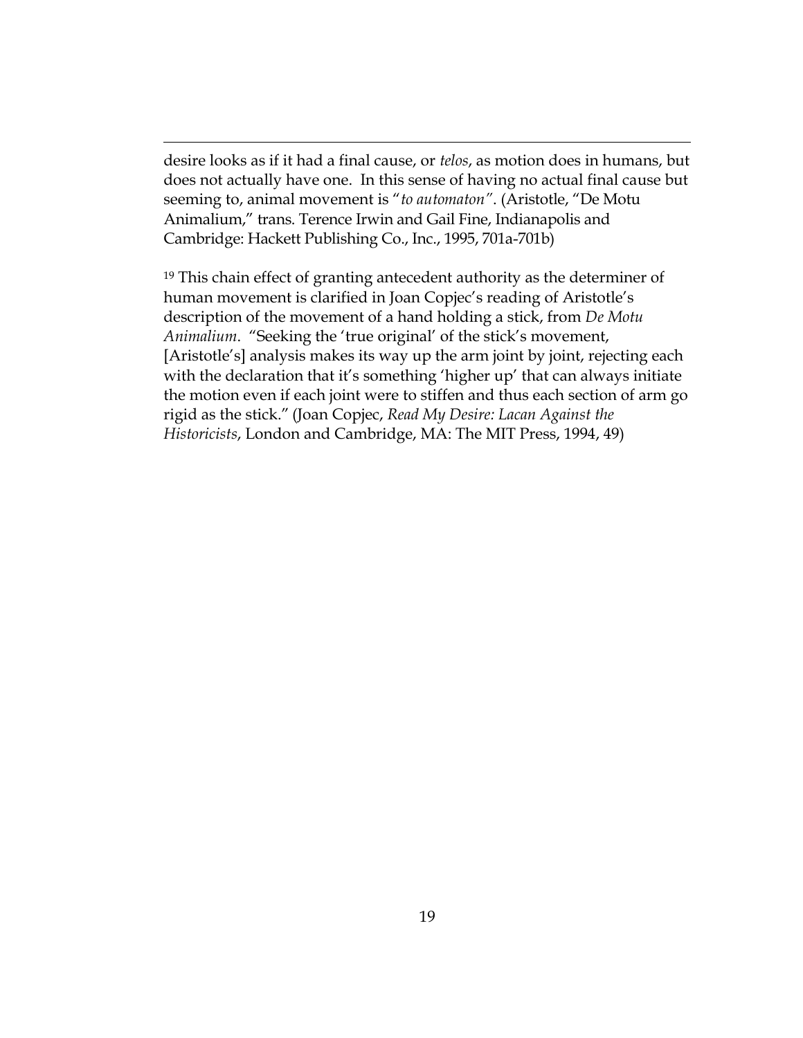desire looks as if it had a final cause, or *telos*, as motion does in humans, but does not actually have one. In this sense of having no actual final cause but seeming to, animal movement is "*to automaton*". (Aristotle, "De Motu Animalium," trans. Terence Irwin and Gail Fine, Indianapolis and Cambridge: Hackett Publishing Co., Inc., 1995, 701a-701b)

[19] This chain effect of granting antecedent authority as the determiner of human movement is clarified in Joan Copjec's reading of Aristotle's description of the movement of a hand holding a stick, from *De Motu Animalium*. "Seeking the 'true original' of the stick's movement, [Aristotle's] analysis makes its way up the arm joint by joint, rejecting each with the declaration that it's something 'higher up' that can always initiate the motion even if each joint were to stiffen and thus each section of arm go rigid as the stick." (Joan Copjec, *Read My Desire: Lacan Against the Historicists*, London and Cambridge, MA: The MIT Press, 1994, 49)